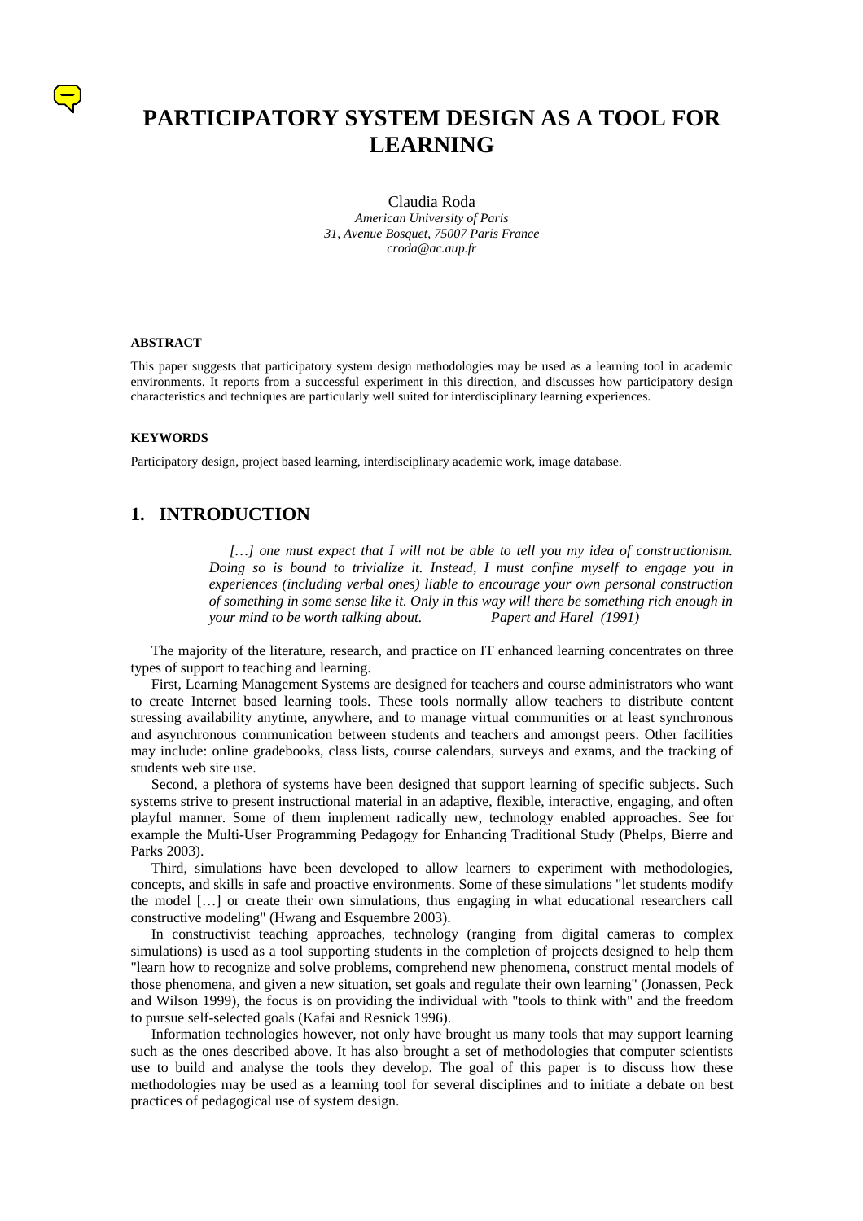# PARTICIPATORY SYSTEM DESIGN AS A TOOL FOR LEARNING

Claudia Roda
*American University of Paris*
*31, Avenue Bosquet, 75007 Paris France*
*croda@ac.aup.fr*

#### ABSTRACT

This paper suggests that participatory system design methodologies may be used as a learning tool in academic environments. It reports from a successful experiment in this direction, and discusses how participatory design characteristics and techniques are particularly well suited for interdisciplinary learning experiences.

#### KEYWORDS

Participatory design, project based learning, interdisciplinary academic work, image database.

## 1. INTRODUCTION

> *[…] one must expect that I will not be able to tell you my idea of constructionism. Doing so is bound to trivialize it. Instead, I must confine myself to engage you in experiences (including verbal ones) liable to encourage your own personal construction of something in some sense like it. Only in this way will there be something rich enough in your mind to be worth talking about.* Papert and Harel (1991)

The majority of the literature, research, and practice on IT enhanced learning concentrates on three types of support to teaching and learning.

First, Learning Management Systems are designed for teachers and course administrators who want to create Internet based learning tools. These tools normally allow teachers to distribute content stressing availability anytime, anywhere, and to manage virtual communities or at least synchronous and asynchronous communication between students and teachers and amongst peers. Other facilities may include: online gradebooks, class lists, course calendars, surveys and exams, and the tracking of students web site use.

Second, a plethora of systems have been designed that support learning of specific subjects. Such systems strive to present instructional material in an adaptive, flexible, interactive, engaging, and often playful manner. Some of them implement radically new, technology enabled approaches. See for example the Multi-User Programming Pedagogy for Enhancing Traditional Study (Phelps, Bierre and Parks 2003).

Third, simulations have been developed to allow learners to experiment with methodologies, concepts, and skills in safe and proactive environments. Some of these simulations "let students modify the model […] or create their own simulations, thus engaging in what educational researchers call constructive modeling" (Hwang and Esquembre 2003).

In constructivist teaching approaches, technology (ranging from digital cameras to complex simulations) is used as a tool supporting students in the completion of projects designed to help them "learn how to recognize and solve problems, comprehend new phenomena, construct mental models of those phenomena, and given a new situation, set goals and regulate their own learning" (Jonassen, Peck and Wilson 1999), the focus is on providing the individual with "tools to think with" and the freedom to pursue self-selected goals (Kafai and Resnick 1996).

Information technologies however, not only have brought us many tools that may support learning such as the ones described above. It has also brought a set of methodologies that computer scientists use to build and analyse the tools they develop. The goal of this paper is to discuss how these methodologies may be used as a learning tool for several disciplines and to initiate a debate on best practices of pedagogical use of system design.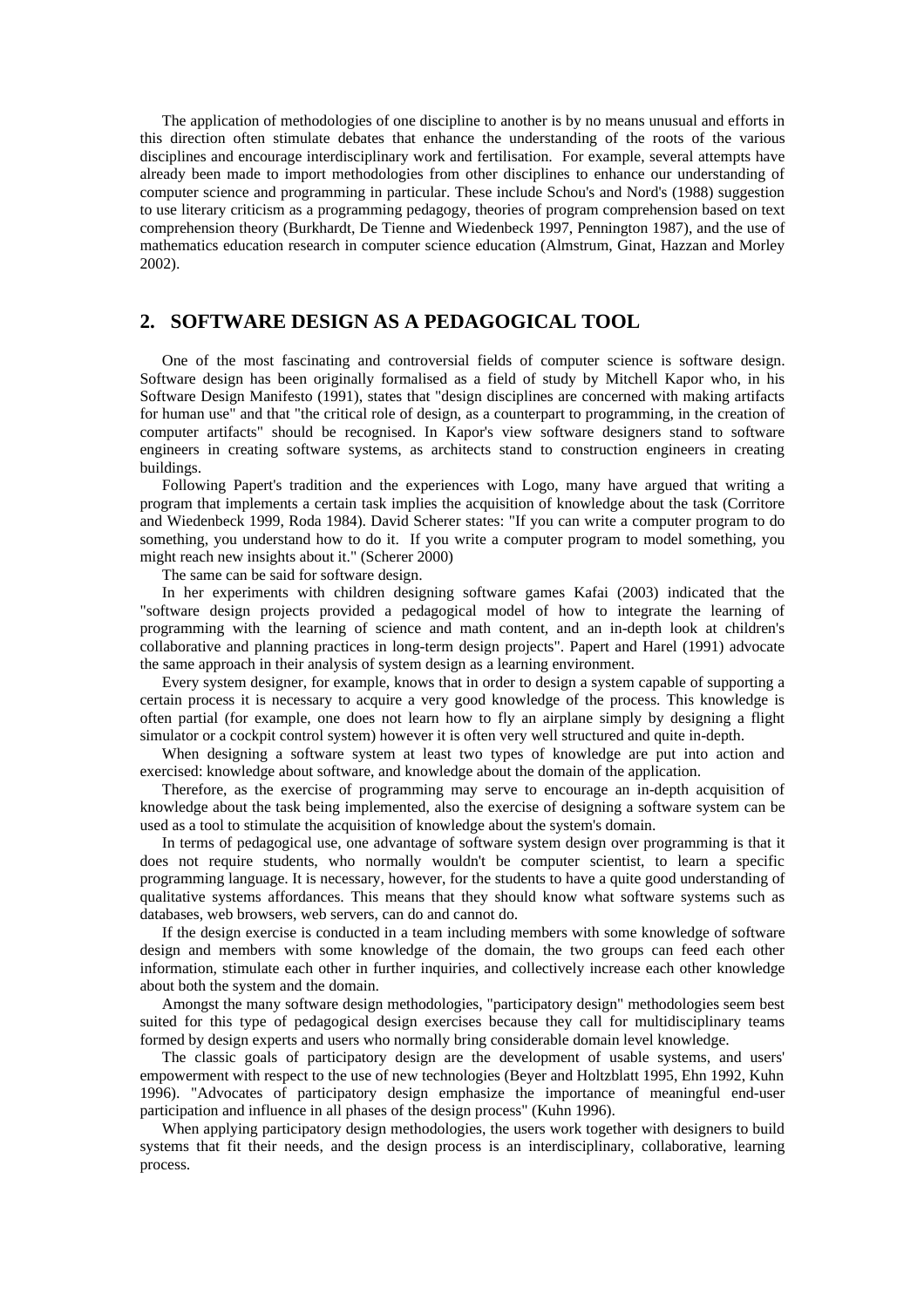The application of methodologies of one discipline to another is by no means unusual and efforts in this direction often stimulate debates that enhance the understanding of the roots of the various disciplines and encourage interdisciplinary work and fertilisation. For example, several attempts have already been made to import methodologies from other disciplines to enhance our understanding of computer science and programming in particular. These include Schou's and Nord's (1988) suggestion to use literary criticism as a programming pedagogy, theories of program comprehension based on text comprehension theory (Burkhardt, De Tienne and Wiedenbeck 1997, Pennington 1987), and the use of mathematics education research in computer science education (Almstrum, Ginat, Hazzan and Morley 2002).

## 2. SOFTWARE DESIGN AS A PEDAGOGICAL TOOL

One of the most fascinating and controversial fields of computer science is software design. Software design has been originally formalised as a field of study by Mitchell Kapor who, in his Software Design Manifesto (1991), states that "design disciplines are concerned with making artifacts for human use" and that "the critical role of design, as a counterpart to programming, in the creation of computer artifacts" should be recognised. In Kapor's view software designers stand to software engineers in creating software systems, as architects stand to construction engineers in creating buildings.

Following Papert's tradition and the experiences with Logo, many have argued that writing a program that implements a certain task implies the acquisition of knowledge about the task (Corritore and Wiedenbeck 1999, Roda 1984). David Scherer states: "If you can write a computer program to do something, you understand how to do it. If you write a computer program to model something, you might reach new insights about it." (Scherer 2000)

The same can be said for software design.

In her experiments with children designing software games Kafai (2003) indicated that the "software design projects provided a pedagogical model of how to integrate the learning of programming with the learning of science and math content, and an in-depth look at children's collaborative and planning practices in long-term design projects". Papert and Harel (1991) advocate the same approach in their analysis of system design as a learning environment.

Every system designer, for example, knows that in order to design a system capable of supporting a certain process it is necessary to acquire a very good knowledge of the process. This knowledge is often partial (for example, one does not learn how to fly an airplane simply by designing a flight simulator or a cockpit control system) however it is often very well structured and quite in-depth.

When designing a software system at least two types of knowledge are put into action and exercised: knowledge about software, and knowledge about the domain of the application.

Therefore, as the exercise of programming may serve to encourage an in-depth acquisition of knowledge about the task being implemented, also the exercise of designing a software system can be used as a tool to stimulate the acquisition of knowledge about the system's domain.

In terms of pedagogical use, one advantage of software system design over programming is that it does not require students, who normally wouldn't be computer scientist, to learn a specific programming language. It is necessary, however, for the students to have a quite good understanding of qualitative systems affordances. This means that they should know what software systems such as databases, web browsers, web servers, can do and cannot do.

If the design exercise is conducted in a team including members with some knowledge of software design and members with some knowledge of the domain, the two groups can feed each other information, stimulate each other in further inquiries, and collectively increase each other knowledge about both the system and the domain.

Amongst the many software design methodologies, "participatory design" methodologies seem best suited for this type of pedagogical design exercises because they call for multidisciplinary teams formed by design experts and users who normally bring considerable domain level knowledge.

The classic goals of participatory design are the development of usable systems, and users' empowerment with respect to the use of new technologies (Beyer and Holtzblatt 1995, Ehn 1992, Kuhn 1996). "Advocates of participatory design emphasize the importance of meaningful end-user participation and influence in all phases of the design process" (Kuhn 1996).

When applying participatory design methodologies, the users work together with designers to build systems that fit their needs, and the design process is an interdisciplinary, collaborative, learning process.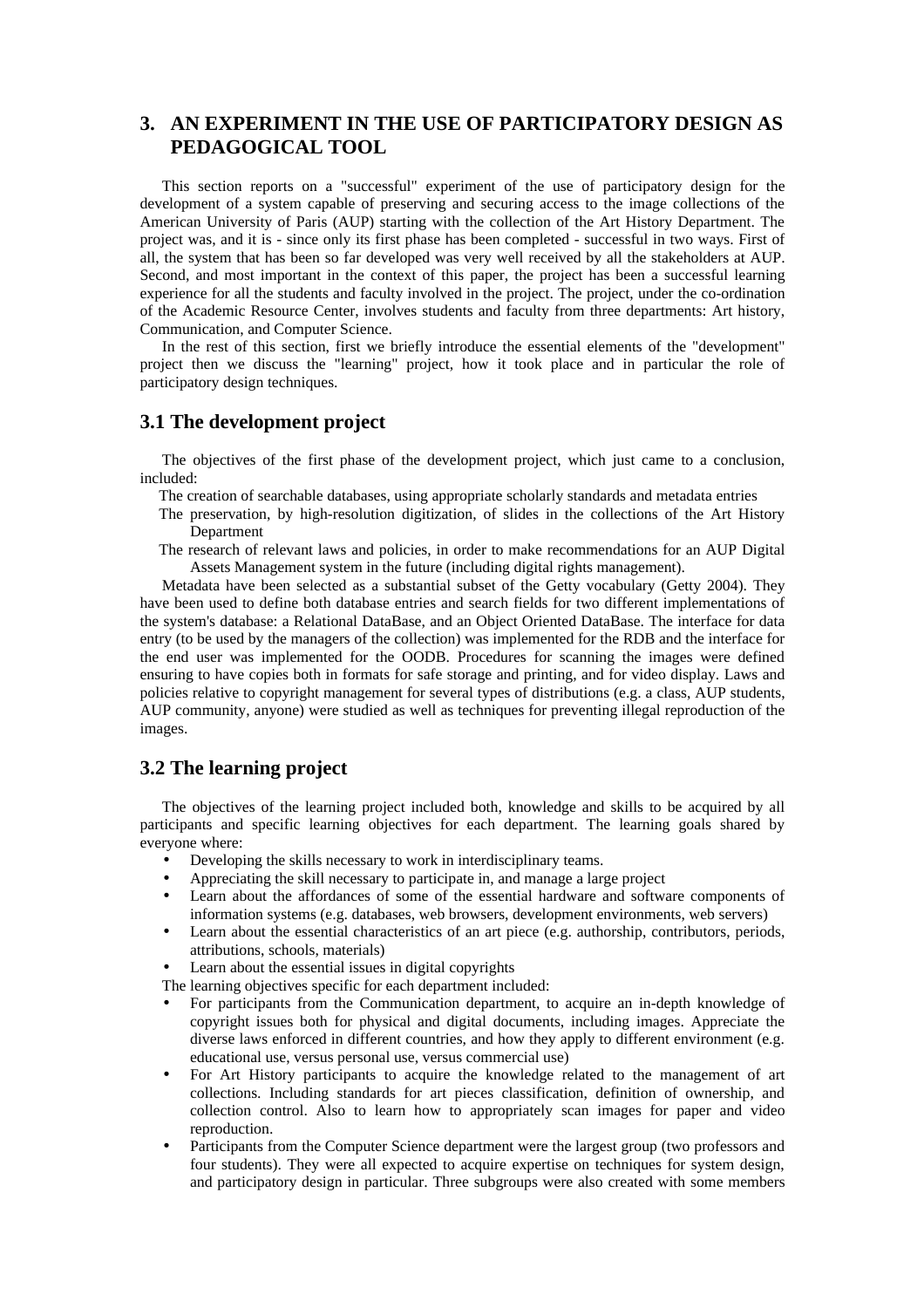## 3. AN EXPERIMENT IN THE USE OF PARTICIPATORY DESIGN AS PEDAGOGICAL TOOL

This section reports on a "successful" experiment of the use of participatory design for the development of a system capable of preserving and securing access to the image collections of the American University of Paris (AUP) starting with the collection of the Art History Department. The project was, and it is - since only its first phase has been completed - successful in two ways. First of all, the system that has been so far developed was very well received by all the stakeholders at AUP. Second, and most important in the context of this paper, the project has been a successful learning experience for all the students and faculty involved in the project. The project, under the co-ordination of the Academic Resource Center, involves students and faculty from three departments: Art history, Communication, and Computer Science.

In the rest of this section, first we briefly introduce the essential elements of the "development" project then we discuss the "learning" project, how it took place and in particular the role of participatory design techniques.

### 3.1 The development project

The objectives of the first phase of the development project, which just came to a conclusion, included:

The creation of searchable databases, using appropriate scholarly standards and metadata entries

The preservation, by high-resolution digitization, of slides in the collections of the Art History Department

The research of relevant laws and policies, in order to make recommendations for an AUP Digital Assets Management system in the future (including digital rights management).

Metadata have been selected as a substantial subset of the Getty vocabulary (Getty 2004). They have been used to define both database entries and search fields for two different implementations of the system's database: a Relational DataBase, and an Object Oriented DataBase. The interface for data entry (to be used by the managers of the collection) was implemented for the RDB and the interface for the end user was implemented for the OODB. Procedures for scanning the images were defined ensuring to have copies both in formats for safe storage and printing, and for video display. Laws and policies relative to copyright management for several types of distributions (e.g. a class, AUP students, AUP community, anyone) were studied as well as techniques for preventing illegal reproduction of the images.

### 3.2 The learning project

The objectives of the learning project included both, knowledge and skills to be acquired by all participants and specific learning objectives for each department. The learning goals shared by everyone where:

- Developing the skills necessary to work in interdisciplinary teams.
- Appreciating the skill necessary to participate in, and manage a large project
- Learn about the affordances of some of the essential hardware and software components of information systems (e.g. databases, web browsers, development environments, web servers)
- Learn about the essential characteristics of an art piece (e.g. authorship, contributors, periods, attributions, schools, materials)
- Learn about the essential issues in digital copyrights

The learning objectives specific for each department included:

- For participants from the Communication department, to acquire an in-depth knowledge of copyright issues both for physical and digital documents, including images. Appreciate the diverse laws enforced in different countries, and how they apply to different environment (e.g. educational use, versus personal use, versus commercial use)
- For Art History participants to acquire the knowledge related to the management of art collections. Including standards for art pieces classification, definition of ownership, and collection control. Also to learn how to appropriately scan images for paper and video reproduction.
- Participants from the Computer Science department were the largest group (two professors and four students). They were all expected to acquire expertise on techniques for system design, and participatory design in particular. Three subgroups were also created with some members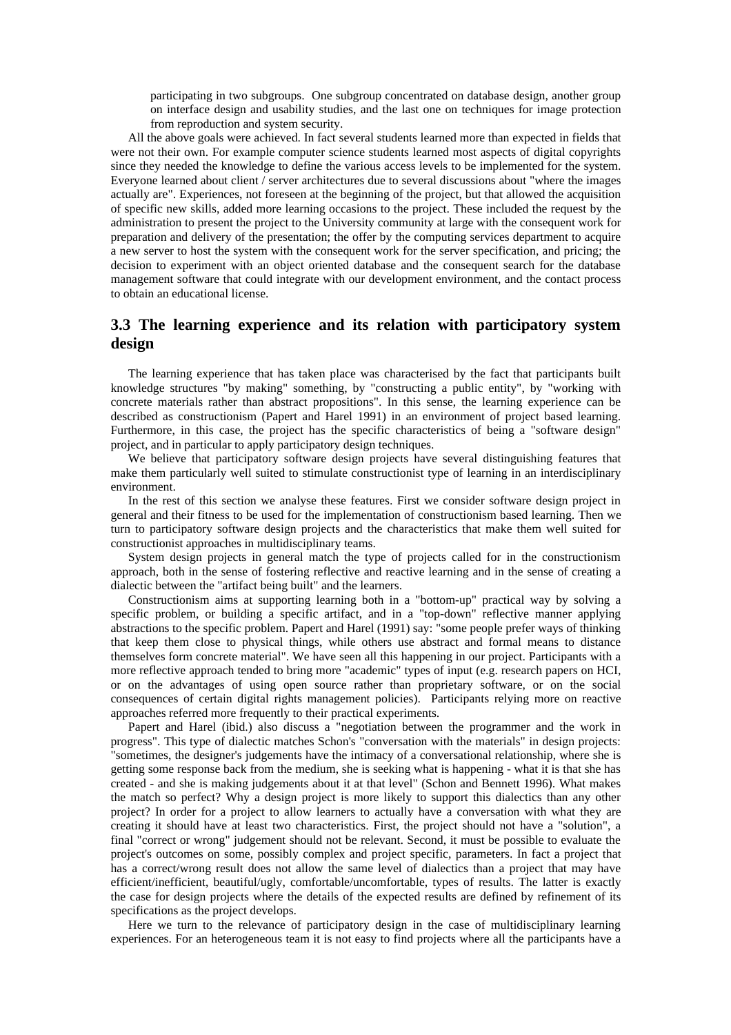participating in two subgroups. One subgroup concentrated on database design, another group on interface design and usability studies, and the last one on techniques for image protection from reproduction and system security.

All the above goals were achieved. In fact several students learned more than expected in fields that were not their own. For example computer science students learned most aspects of digital copyrights since they needed the knowledge to define the various access levels to be implemented for the system. Everyone learned about client / server architectures due to several discussions about "where the images actually are". Experiences, not foreseen at the beginning of the project, but that allowed the acquisition of specific new skills, added more learning occasions to the project. These included the request by the administration to present the project to the University community at large with the consequent work for preparation and delivery of the presentation; the offer by the computing services department to acquire a new server to host the system with the consequent work for the server specification, and pricing; the decision to experiment with an object oriented database and the consequent search for the database management software that could integrate with our development environment, and the contact process to obtain an educational license.

## 3.3 The learning experience and its relation with participatory system design

The learning experience that has taken place was characterised by the fact that participants built knowledge structures "by making" something, by "constructing a public entity", by "working with concrete materials rather than abstract propositions". In this sense, the learning experience can be described as constructionism (Papert and Harel 1991) in an environment of project based learning. Furthermore, in this case, the project has the specific characteristics of being a "software design" project, and in particular to apply participatory design techniques.

We believe that participatory software design projects have several distinguishing features that make them particularly well suited to stimulate constructionist type of learning in an interdisciplinary environment.

In the rest of this section we analyse these features. First we consider software design project in general and their fitness to be used for the implementation of constructionism based learning. Then we turn to participatory software design projects and the characteristics that make them well suited for constructionist approaches in multidisciplinary teams.

System design projects in general match the type of projects called for in the constructionism approach, both in the sense of fostering reflective and reactive learning and in the sense of creating a dialectic between the "artifact being built" and the learners.

Constructionism aims at supporting learning both in a "bottom-up" practical way by solving a specific problem, or building a specific artifact, and in a "top-down" reflective manner applying abstractions to the specific problem. Papert and Harel (1991) say: "some people prefer ways of thinking that keep them close to physical things, while others use abstract and formal means to distance themselves form concrete material". We have seen all this happening in our project. Participants with a more reflective approach tended to bring more "academic" types of input (e.g. research papers on HCI, or on the advantages of using open source rather than proprietary software, or on the social consequences of certain digital rights management policies). Participants relying more on reactive approaches referred more frequently to their practical experiments.

Papert and Harel (ibid.) also discuss a "negotiation between the programmer and the work in progress". This type of dialectic matches Schon's "conversation with the materials" in design projects: "sometimes, the designer's judgements have the intimacy of a conversational relationship, where she is getting some response back from the medium, she is seeking what is happening - what it is that she has created - and she is making judgements about it at that level" (Schon and Bennett 1996). What makes the match so perfect? Why a design project is more likely to support this dialectics than any other project? In order for a project to allow learners to actually have a conversation with what they are creating it should have at least two characteristics. First, the project should not have a "solution", a final "correct or wrong" judgement should not be relevant. Second, it must be possible to evaluate the project's outcomes on some, possibly complex and project specific, parameters. In fact a project that has a correct/wrong result does not allow the same level of dialectics than a project that may have efficient/inefficient, beautiful/ugly, comfortable/uncomfortable, types of results. The latter is exactly the case for design projects where the details of the expected results are defined by refinement of its specifications as the project develops.

Here we turn to the relevance of participatory design in the case of multidisciplinary learning experiences. For an heterogeneous team it is not easy to find projects where all the participants have a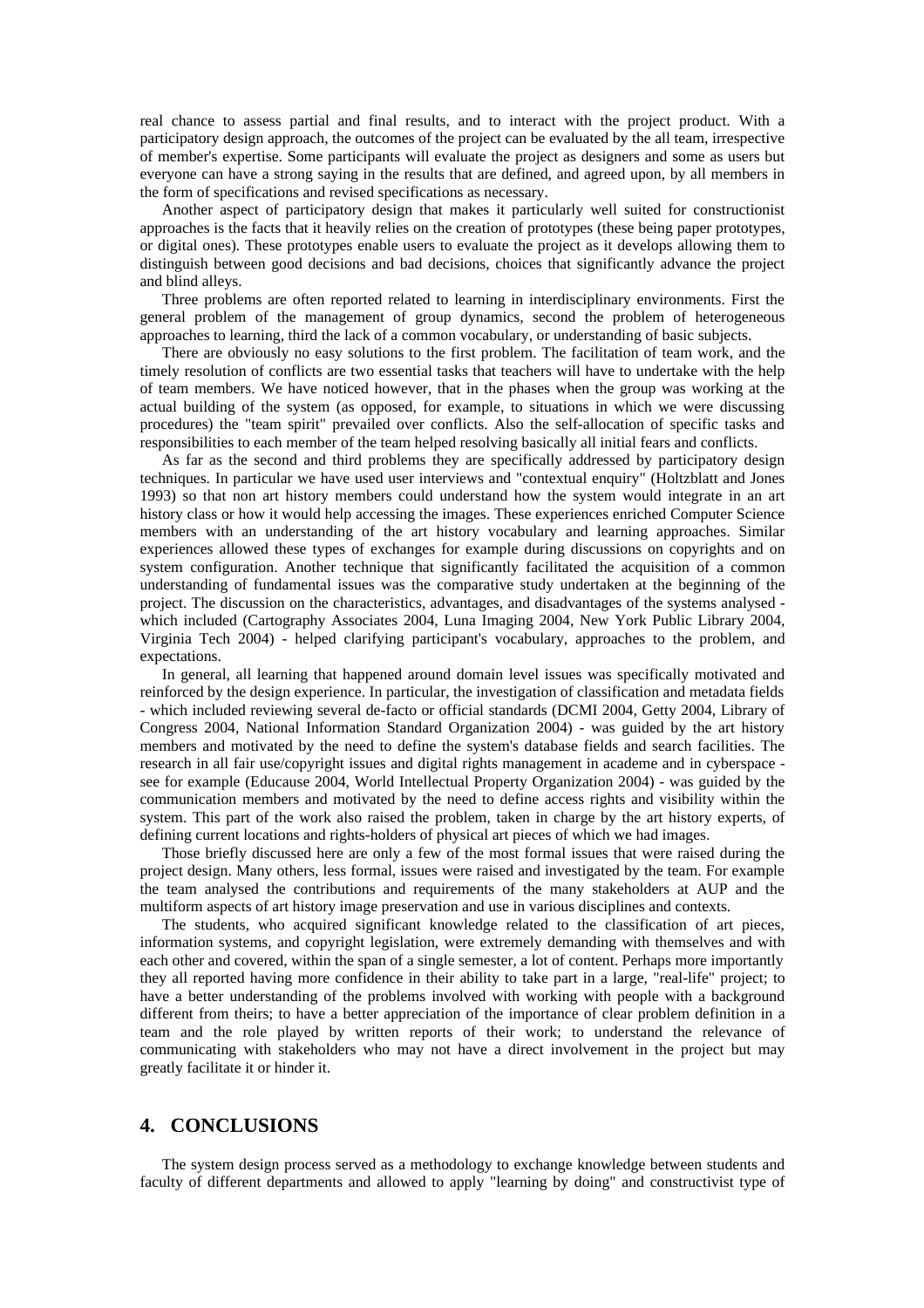real chance to assess partial and final results, and to interact with the project product. With a participatory design approach, the outcomes of the project can be evaluated by the all team, irrespective of member's expertise. Some participants will evaluate the project as designers and some as users but everyone can have a strong saying in the results that are defined, and agreed upon, by all members in the form of specifications and revised specifications as necessary.

Another aspect of participatory design that makes it particularly well suited for constructionist approaches is the facts that it heavily relies on the creation of prototypes (these being paper prototypes, or digital ones). These prototypes enable users to evaluate the project as it develops allowing them to distinguish between good decisions and bad decisions, choices that significantly advance the project and blind alleys.

Three problems are often reported related to learning in interdisciplinary environments. First the general problem of the management of group dynamics, second the problem of heterogeneous approaches to learning, third the lack of a common vocabulary, or understanding of basic subjects.

There are obviously no easy solutions to the first problem. The facilitation of team work, and the timely resolution of conflicts are two essential tasks that teachers will have to undertake with the help of team members. We have noticed however, that in the phases when the group was working at the actual building of the system (as opposed, for example, to situations in which we were discussing procedures) the "team spirit" prevailed over conflicts. Also the self-allocation of specific tasks and responsibilities to each member of the team helped resolving basically all initial fears and conflicts.

As far as the second and third problems they are specifically addressed by participatory design techniques. In particular we have used user interviews and "contextual enquiry" (Holtzblatt and Jones 1993) so that non art history members could understand how the system would integrate in an art history class or how it would help accessing the images. These experiences enriched Computer Science members with an understanding of the art history vocabulary and learning approaches. Similar experiences allowed these types of exchanges for example during discussions on copyrights and on system configuration. Another technique that significantly facilitated the acquisition of a common understanding of fundamental issues was the comparative study undertaken at the beginning of the project. The discussion on the characteristics, advantages, and disadvantages of the systems analysed - which included (Cartography Associates 2004, Luna Imaging 2004, New York Public Library 2004, Virginia Tech 2004) - helped clarifying participant's vocabulary, approaches to the problem, and expectations.

In general, all learning that happened around domain level issues was specifically motivated and reinforced by the design experience. In particular, the investigation of classification and metadata fields - which included reviewing several de-facto or official standards (DCMI 2004, Getty 2004, Library of Congress 2004, National Information Standard Organization 2004) - was guided by the art history members and motivated by the need to define the system's database fields and search facilities. The research in all fair use/copyright issues and digital rights management in academe and in cyberspace - see for example (Educause 2004, World Intellectual Property Organization 2004) - was guided by the communication members and motivated by the need to define access rights and visibility within the system. This part of the work also raised the problem, taken in charge by the art history experts, of defining current locations and rights-holders of physical art pieces of which we had images.

Those briefly discussed here are only a few of the most formal issues that were raised during the project design. Many others, less formal, issues were raised and investigated by the team. For example the team analysed the contributions and requirements of the many stakeholders at AUP and the multiform aspects of art history image preservation and use in various disciplines and contexts.

The students, who acquired significant knowledge related to the classification of art pieces, information systems, and copyright legislation, were extremely demanding with themselves and with each other and covered, within the span of a single semester, a lot of content. Perhaps more importantly they all reported having more confidence in their ability to take part in a large, "real-life" project; to have a better understanding of the problems involved with working with people with a background different from theirs; to have a better appreciation of the importance of clear problem definition in a team and the role played by written reports of their work; to understand the relevance of communicating with stakeholders who may not have a direct involvement in the project but may greatly facilitate it or hinder it.

## 4. CONCLUSIONS

The system design process served as a methodology to exchange knowledge between students and faculty of different departments and allowed to apply "learning by doing" and constructivist type of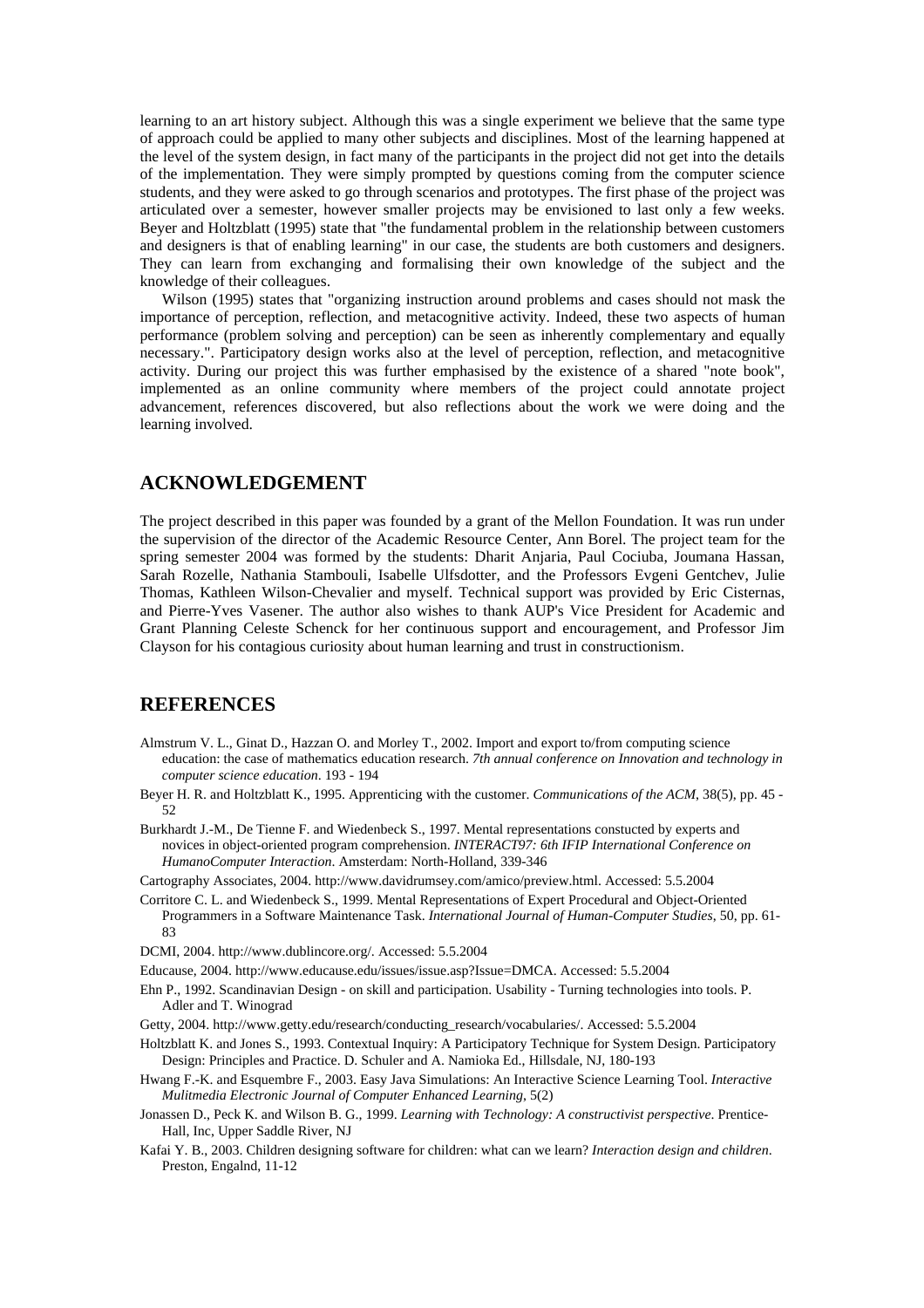learning to an art history subject. Although this was a single experiment we believe that the same type of approach could be applied to many other subjects and disciplines. Most of the learning happened at the level of the system design, in fact many of the participants in the project did not get into the details of the implementation. They were simply prompted by questions coming from the computer science students, and they were asked to go through scenarios and prototypes. The first phase of the project was articulated over a semester, however smaller projects may be envisioned to last only a few weeks. Beyer and Holtzblatt (1995) state that "the fundamental problem in the relationship between customers and designers is that of enabling learning" in our case, the students are both customers and designers. They can learn from exchanging and formalising their own knowledge of the subject and the knowledge of their colleagues.

Wilson (1995) states that "organizing instruction around problems and cases should not mask the importance of perception, reflection, and metacognitive activity. Indeed, these two aspects of human performance (problem solving and perception) can be seen as inherently complementary and equally necessary.". Participatory design works also at the level of perception, reflection, and metacognitive activity. During our project this was further emphasised by the existence of a shared "note book", implemented as an online community where members of the project could annotate project advancement, references discovered, but also reflections about the work we were doing and the learning involved.

## ACKNOWLEDGEMENT

The project described in this paper was founded by a grant of the Mellon Foundation. It was run under the supervision of the director of the Academic Resource Center, Ann Borel. The project team for the spring semester 2004 was formed by the students: Dharit Anjaria, Paul Cociuba, Joumana Hassan, Sarah Rozelle, Nathania Stambouli, Isabelle Ulfsdotter, and the Professors Evgeni Gentchev, Julie Thomas, Kathleen Wilson-Chevalier and myself. Technical support was provided by Eric Cisternas, and Pierre-Yves Vasener. The author also wishes to thank AUP's Vice President for Academic and Grant Planning Celeste Schenck for her continuous support and encouragement, and Professor Jim Clayson for his contagious curiosity about human learning and trust in constructionism.

## REFERENCES

Almstrum V. L., Ginat D., Hazzan O. and Morley T., 2002. Import and export to/from computing science education: the case of mathematics education research. *7th annual conference on Innovation and technology in computer science education*. 193 - 194

Beyer H. R. and Holtzblatt K., 1995. Apprenticing with the customer. *Communications of the ACM*, 38(5), pp. 45 - 52

Burkhardt J.-M., De Tienne F. and Wiedenbeck S., 1997. Mental representations constucted by experts and novices in object-oriented program comprehension. *INTERACT97: 6th IFIP International Conference on HumanoComputer Interaction*. Amsterdam: North-Holland, 339-346

Cartography Associates, 2004. http://www.davidrumsey.com/amico/preview.html. Accessed: 5.5.2004

Corritore C. L. and Wiedenbeck S., 1999. Mental Representations of Expert Procedural and Object-Oriented Programmers in a Software Maintenance Task. *International Journal of Human-Computer Studies*, 50, pp. 61-83

DCMI, 2004. http://www.dublincore.org/. Accessed: 5.5.2004

Educause, 2004. http://www.educause.edu/issues/issue.asp?Issue=DMCA. Accessed: 5.5.2004

Ehn P., 1992. Scandinavian Design - on skill and participation. Usability - Turning technologies into tools. P. Adler and T. Winograd

Getty, 2004. http://www.getty.edu/research/conducting_research/vocabularies/. Accessed: 5.5.2004

Holtzblatt K. and Jones S., 1993. Contextual Inquiry: A Participatory Technique for System Design. Participatory Design: Principles and Practice. D. Schuler and A. Namioka Ed., Hillsdale, NJ, 180-193

Hwang F.-K. and Esquembre F., 2003. Easy Java Simulations: An Interactive Science Learning Tool. *Interactive Mulitmedia Electronic Journal of Computer Enhanced Learning*, 5(2)

Jonassen D., Peck K. and Wilson B. G., 1999. *Learning with Technology: A constructivist perspective*. Prentice-Hall, Inc, Upper Saddle River, NJ

Kafai Y. B., 2003. Children designing software for children: what can we learn? *Interaction design and children*. Preston, Engalnd, 11-12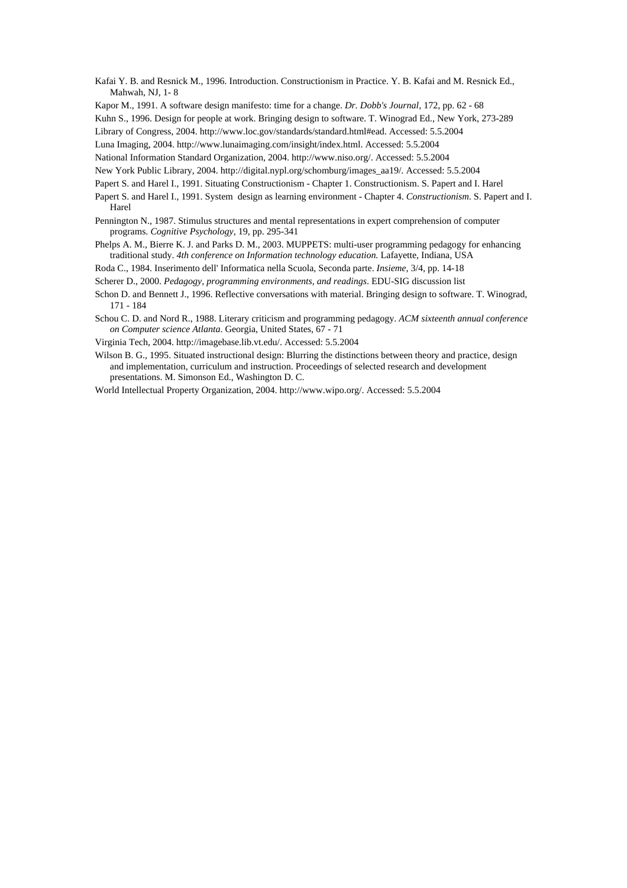Kafai Y. B. and Resnick M., 1996. Introduction. Constructionism in Practice. Y. B. Kafai and M. Resnick Ed., Mahwah, NJ, 1- 8

Kapor M., 1991. A software design manifesto: time for a change. *Dr. Dobb's Journal*, 172, pp. 62 - 68

Kuhn S., 1996. Design for people at work. Bringing design to software. T. Winograd Ed., New York, 273-289

Library of Congress, 2004. http://www.loc.gov/standards/standard.html#ead. Accessed: 5.5.2004

Luna Imaging, 2004. http://www.lunaimaging.com/insight/index.html. Accessed: 5.5.2004

National Information Standard Organization, 2004. http://www.niso.org/. Accessed: 5.5.2004

New York Public Library, 2004. http://digital.nypl.org/schomburg/images_aa19/. Accessed: 5.5.2004

Papert S. and Harel I., 1991. Situating Constructionism - Chapter 1. Constructionism. S. Papert and I. Harel

Papert S. and Harel I., 1991. System design as learning environment - Chapter 4. *Constructionism*. S. Papert and I. Harel

Pennington N., 1987. Stimulus structures and mental representations in expert comprehension of computer programs. *Cognitive Psychology*, 19, pp. 295-341

Phelps A. M., Bierre K. J. and Parks D. M., 2003. MUPPETS: multi-user programming pedagogy for enhancing traditional study. *4th conference on Information technology education.* Lafayette, Indiana, USA

Roda C., 1984. Inserimento dell' Informatica nella Scuola, Seconda parte. *Insieme*, 3/4, pp. 14-18

Scherer D., 2000. *Pedagogy, programming environments, and readings*. EDU-SIG discussion list

Schon D. and Bennett J., 1996. Reflective conversations with material. Bringing design to software. T. Winograd, 171 - 184

Schou C. D. and Nord R., 1988. Literary criticism and programming pedagogy. *ACM sixteenth annual conference on Computer science Atlanta*. Georgia, United States, 67 - 71

Virginia Tech, 2004. http://imagebase.lib.vt.edu/. Accessed: 5.5.2004

Wilson B. G., 1995. Situated instructional design: Blurring the distinctions between theory and practice, design and implementation, curriculum and instruction. Proceedings of selected research and development presentations. M. Simonson Ed., Washington D. C.

World Intellectual Property Organization, 2004. http://www.wipo.org/. Accessed: 5.5.2004